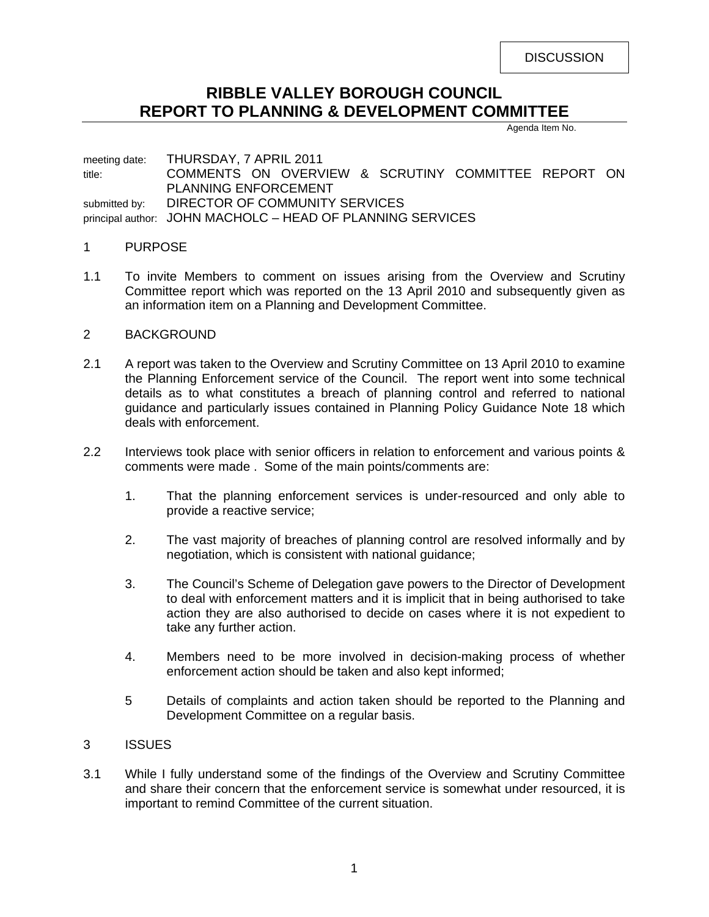DISCUSSION

# RIBBLE VALLEY BOROUGH COUNCIL
# REPORT TO PLANNING & DEVELOPMENT COMMITTEE

Agenda Item No.

meeting date: THURSDAY, 7 APRIL 2011
title: COMMENTS ON OVERVIEW & SCRUTINY COMMITTEE REPORT ON PLANNING ENFORCEMENT
submitted by: DIRECTOR OF COMMUNITY SERVICES
principal author: JOHN MACHOLC – HEAD OF PLANNING SERVICES

## 1 PURPOSE

1.1 To invite Members to comment on issues arising from the Overview and Scrutiny Committee report which was reported on the 13 April 2010 and subsequently given as an information item on a Planning and Development Committee.

## 2 BACKGROUND

2.1 A report was taken to the Overview and Scrutiny Committee on 13 April 2010 to examine the Planning Enforcement service of the Council. The report went into some technical details as to what constitutes a breach of planning control and referred to national guidance and particularly issues contained in Planning Policy Guidance Note 18 which deals with enforcement.

2.2 Interviews took place with senior officers in relation to enforcement and various points & comments were made . Some of the main points/comments are:

1. That the planning enforcement services is under-resourced and only able to provide a reactive service;

2. The vast majority of breaches of planning control are resolved informally and by negotiation, which is consistent with national guidance;

3. The Council's Scheme of Delegation gave powers to the Director of Development to deal with enforcement matters and it is implicit that in being authorised to take action they are also authorised to decide on cases where it is not expedient to take any further action.

4. Members need to be more involved in decision-making process of whether enforcement action should be taken and also kept informed;

5. Details of complaints and action taken should be reported to the Planning and Development Committee on a regular basis.

## 3 ISSUES

3.1 While I fully understand some of the findings of the Overview and Scrutiny Committee and share their concern that the enforcement service is somewhat under resourced, it is important to remind Committee of the current situation.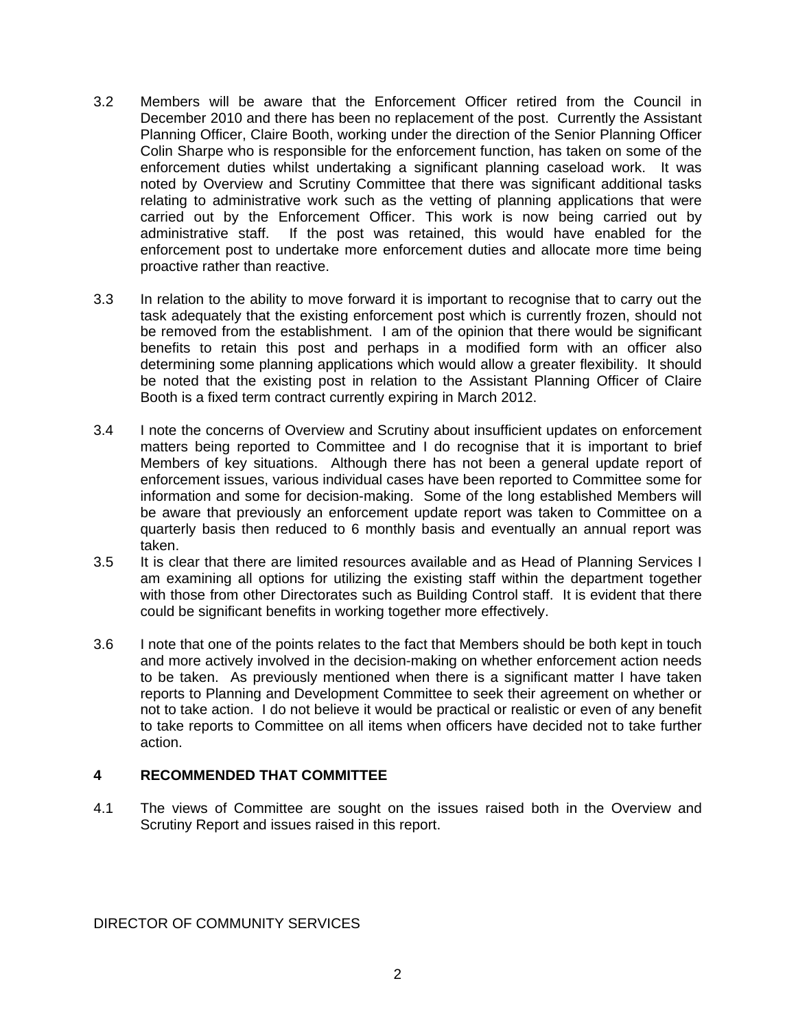3.2 Members will be aware that the Enforcement Officer retired from the Council in December 2010 and there has been no replacement of the post. Currently the Assistant Planning Officer, Claire Booth, working under the direction of the Senior Planning Officer Colin Sharpe who is responsible for the enforcement function, has taken on some of the enforcement duties whilst undertaking a significant planning caseload work. It was noted by Overview and Scrutiny Committee that there was significant additional tasks relating to administrative work such as the vetting of planning applications that were carried out by the Enforcement Officer. This work is now being carried out by administrative staff. If the post was retained, this would have enabled for the enforcement post to undertake more enforcement duties and allocate more time being proactive rather than reactive.

3.3 In relation to the ability to move forward it is important to recognise that to carry out the task adequately that the existing enforcement post which is currently frozen, should not be removed from the establishment. I am of the opinion that there would be significant benefits to retain this post and perhaps in a modified form with an officer also determining some planning applications which would allow a greater flexibility. It should be noted that the existing post in relation to the Assistant Planning Officer of Claire Booth is a fixed term contract currently expiring in March 2012.

3.4 I note the concerns of Overview and Scrutiny about insufficient updates on enforcement matters being reported to Committee and I do recognise that it is important to brief Members of key situations. Although there has not been a general update report of enforcement issues, various individual cases have been reported to Committee some for information and some for decision-making. Some of the long established Members will be aware that previously an enforcement update report was taken to Committee on a quarterly basis then reduced to 6 monthly basis and eventually an annual report was taken.

3.5 It is clear that there are limited resources available and as Head of Planning Services I am examining all options for utilizing the existing staff within the department together with those from other Directorates such as Building Control staff. It is evident that there could be significant benefits in working together more effectively.

3.6 I note that one of the points relates to the fact that Members should be both kept in touch and more actively involved in the decision-making on whether enforcement action needs to be taken. As previously mentioned when there is a significant matter I have taken reports to Planning and Development Committee to seek their agreement on whether or not to take action. I do not believe it would be practical or realistic or even of any benefit to take reports to Committee on all items when officers have decided not to take further action.

## 4 RECOMMENDED THAT COMMITTEE

4.1 The views of Committee are sought on the issues raised both in the Overview and Scrutiny Report and issues raised in this report.

DIRECTOR OF COMMUNITY SERVICES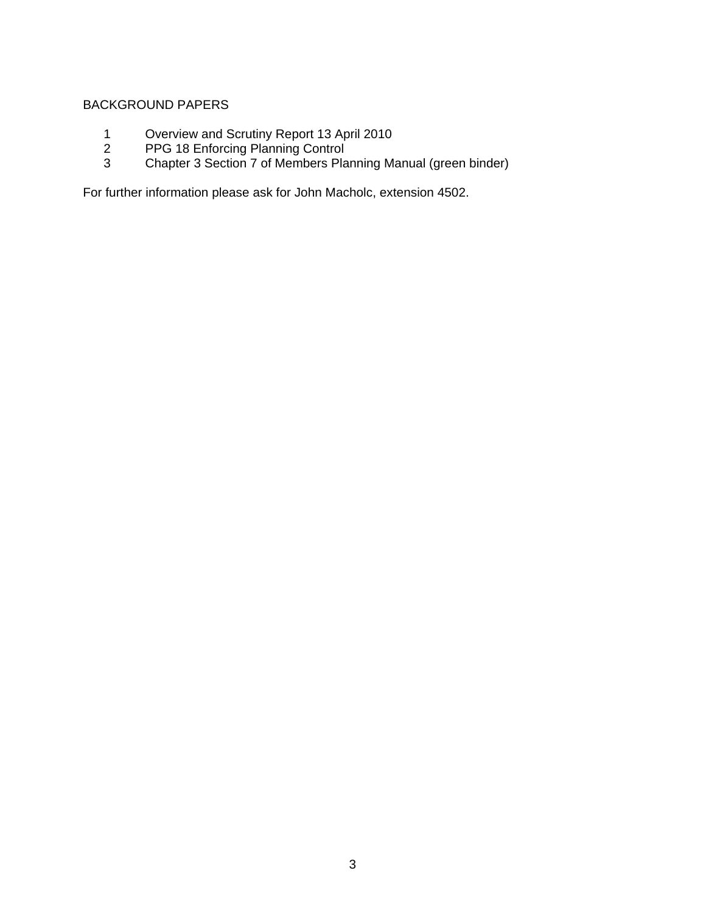BACKGROUND PAPERS

1. Overview and Scrutiny Report 13 April 2010
2. PPG 18 Enforcing Planning Control
3. Chapter 3 Section 7 of Members Planning Manual (green binder)

For further information please ask for John Macholc, extension 4502.